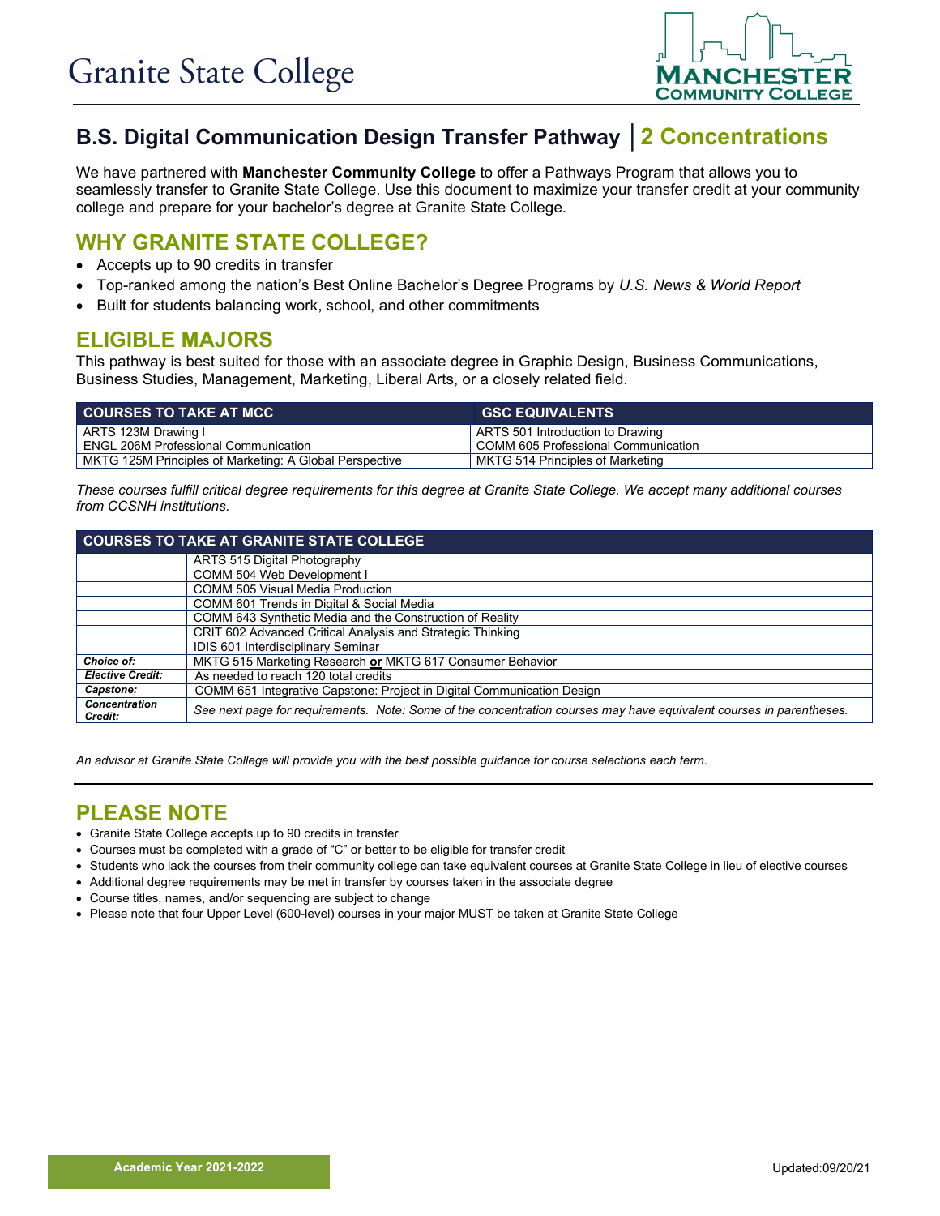Granite State College

MANCHESTER COMMUNITY COLLEGE

# B.S. Digital Communication Design Transfer Pathway │2 Concentrations

We have partnered with **Manchester Community College** to offer a Pathways Program that allows you to seamlessly transfer to Granite State College. Use this document to maximize your transfer credit at your community college and prepare for your bachelor's degree at Granite State College.

## WHY GRANITE STATE COLLEGE?

- Accepts up to 90 credits in transfer
- Top-ranked among the nation's Best Online Bachelor's Degree Programs by *U.S. News & World Report*
- Built for students balancing work, school, and other commitments

## ELIGIBLE MAJORS

This pathway is best suited for those with an associate degree in Graphic Design, Business Communications, Business Studies, Management, Marketing, Liberal Arts, or a closely related field.

| COURSES TO TAKE AT MCC | GSC EQUIVALENTS |
|---|---|
| ARTS 123M Drawing I | ARTS 501 Introduction to Drawing |
| ENGL 206M Professional Communication | COMM 605 Professional Communication |
| MKTG 125M Principles of Marketing: A Global Perspective | MKTG 514 Principles of Marketing |

*These courses fulfill critical degree requirements for this degree at Granite State College. We accept many additional courses from CCSNH institutions.*

| COURSES TO TAKE AT GRANITE STATE COLLEGE | |
|---|---|
| | ARTS 515 Digital Photography |
| | COMM 504 Web Development I |
| | COMM 505 Visual Media Production |
| | COMM 601 Trends in Digital & Social Media |
| | COMM 643 Synthetic Media and the Construction of Reality |
| | CRIT 602 Advanced Critical Analysis and Strategic Thinking |
| | IDIS 601 Interdisciplinary Seminar |
| ***Choice of:*** | MKTG 515 Marketing Research **or** MKTG 617 Consumer Behavior |
| ***Elective Credit:*** | As needed to reach 120 total credits |
| ***Capstone:*** | COMM 651 Integrative Capstone: Project in Digital Communication Design |
| ***Concentration Credit:*** | *See next page for requirements. Note: Some of the concentration courses may have equivalent courses in parentheses.* |

*An advisor at Granite State College will provide you with the best possible guidance for course selections each term.*

## PLEASE NOTE

- Granite State College accepts up to 90 credits in transfer
- Courses must be completed with a grade of "C" or better to be eligible for transfer credit
- Students who lack the courses from their community college can take equivalent courses at Granite State College in lieu of elective courses
- Additional degree requirements may be met in transfer by courses taken in the associate degree
- Course titles, names, and/or sequencing are subject to change
- Please note that four Upper Level (600-level) courses in your major MUST be taken at Granite State College

Academic Year 2021-2022

Updated:09/20/21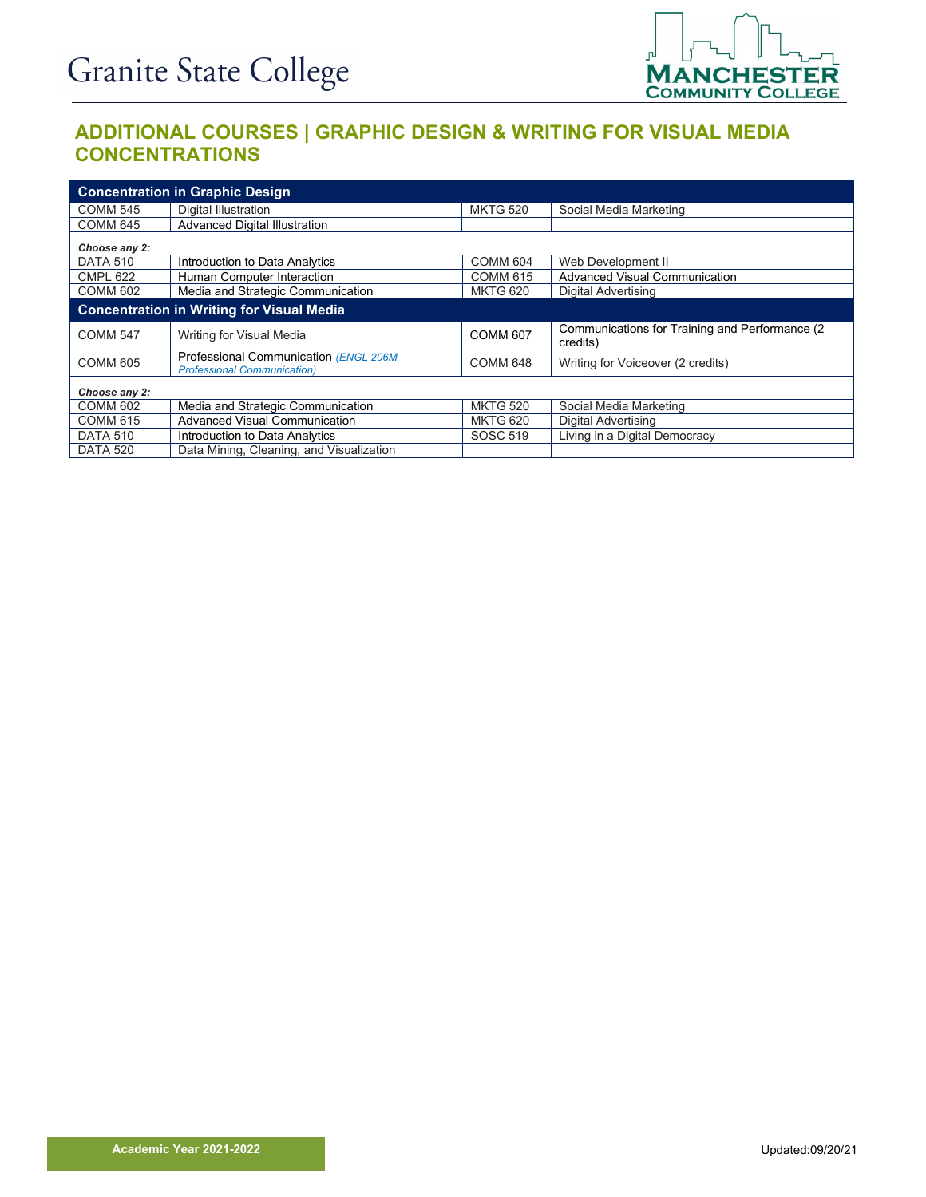Granite State College

MANCHESTER COMMUNITY COLLEGE

## ADDITIONAL COURSES | GRAPHIC DESIGN & WRITING FOR VISUAL MEDIA CONCENTRATIONS

| | | | |
|---|---|---|---|
| **Concentration in Graphic Design** | | | |
| COMM 545 | Digital Illustration | MKTG 520 | Social Media Marketing |
| COMM 645 | Advanced Digital Illustration | | |
| ***Choose any 2:*** | | | |
| DATA 510 | Introduction to Data Analytics | COMM 604 | Web Development II |
| CMPL 622 | Human Computer Interaction | COMM 615 | Advanced Visual Communication |
| COMM 602 | Media and Strategic Communication | MKTG 620 | Digital Advertising |
| **Concentration in Writing for Visual Media** | | | |
| COMM 547 | Writing for Visual Media | COMM 607 | Communications for Training and Performance (2 credits) |
| COMM 605 | Professional Communication *(ENGL 206M Professional Communication)* | COMM 648 | Writing for Voiceover (2 credits) |
| ***Choose any 2:*** | | | |
| COMM 602 | Media and Strategic Communication | MKTG 520 | Social Media Marketing |
| COMM 615 | Advanced Visual Communication | MKTG 620 | Digital Advertising |
| DATA 510 | Introduction to Data Analytics | SOSC 519 | Living in a Digital Democracy |
| DATA 520 | Data Mining, Cleaning, and Visualization | | |

**Academic Year 2021-2022**

Updated:09/20/21